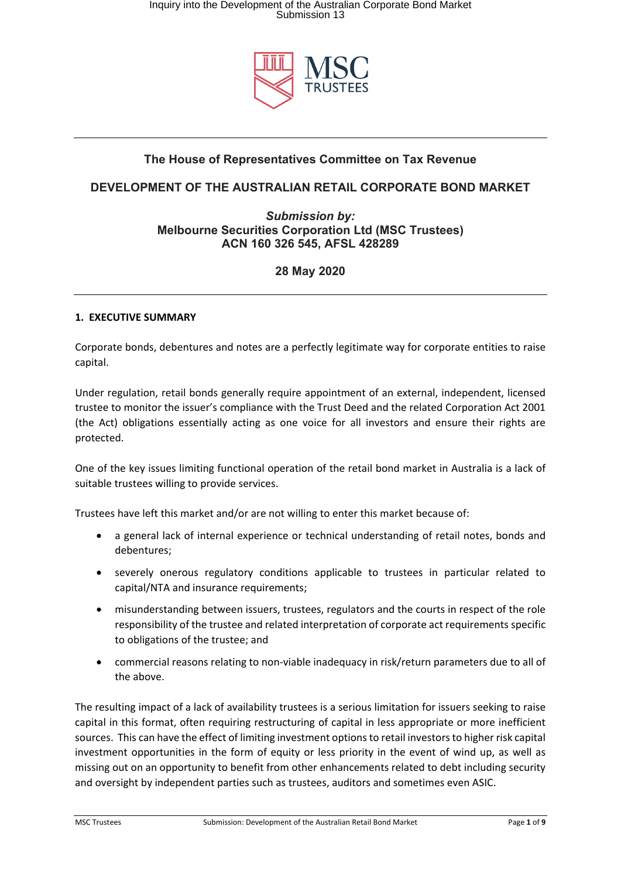# The House of Representatives Committee on Tax Revenue

## DEVELOPMENT OF THE AUSTRALIAN RETAIL CORPORATE BOND MARKET

***Submission by:***
**Melbourne Securities Corporation Ltd (MSC Trustees)**
**ACN 160 326 545, AFSL 428289**

**28 May 2020**

---

### 1. EXECUTIVE SUMMARY

Corporate bonds, debentures and notes are a perfectly legitimate way for corporate entities to raise capital.

Under regulation, retail bonds generally require appointment of an external, independent, licensed trustee to monitor the issuer's compliance with the Trust Deed and the related Corporation Act 2001 (the Act) obligations essentially acting as one voice for all investors and ensure their rights are protected.

One of the key issues limiting functional operation of the retail bond market in Australia is a lack of suitable trustees willing to provide services.

Trustees have left this market and/or are not willing to enter this market because of:

- a general lack of internal experience or technical understanding of retail notes, bonds and debentures;
- severely onerous regulatory conditions applicable to trustees in particular related to capital/NTA and insurance requirements;
- misunderstanding between issuers, trustees, regulators and the courts in respect of the role responsibility of the trustee and related interpretation of corporate act requirements specific to obligations of the trustee; and
- commercial reasons relating to non-viable inadequacy in risk/return parameters due to all of the above.

The resulting impact of a lack of availability trustees is a serious limitation for issuers seeking to raise capital in this format, often requiring restructuring of capital in less appropriate or more inefficient sources. This can have the effect of limiting investment options to retail investors to higher risk capital investment opportunities in the form of equity or less priority in the event of wind up, as well as missing out on an opportunity to benefit from other enhancements related to debt including security and oversight by independent parties such as trustees, auditors and sometimes even ASIC.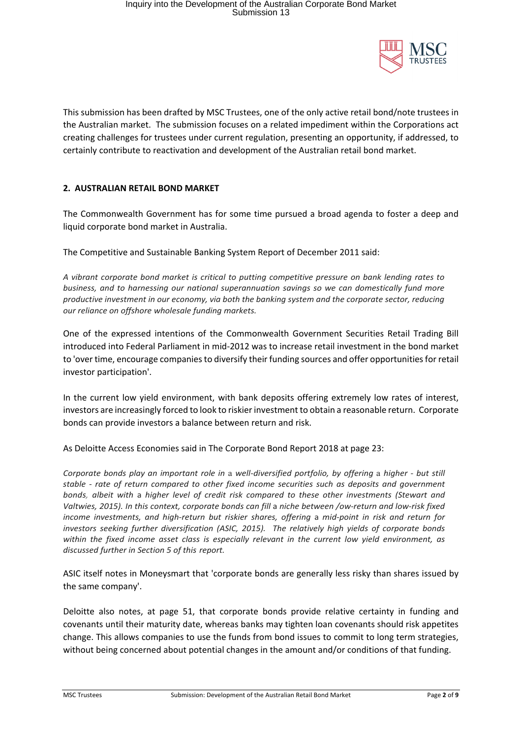This submission has been drafted by MSC Trustees, one of the only active retail bond/note trustees in the Australian market. The submission focuses on a related impediment within the Corporations act creating challenges for trustees under current regulation, presenting an opportunity, if addressed, to certainly contribute to reactivation and development of the Australian retail bond market.

## 2. AUSTRALIAN RETAIL BOND MARKET

The Commonwealth Government has for some time pursued a broad agenda to foster a deep and liquid corporate bond market in Australia.

The Competitive and Sustainable Banking System Report of December 2011 said:

*A vibrant corporate bond market is critical to putting competitive pressure on bank lending rates to business, and to harnessing our national superannuation savings so we can domestically fund more productive investment in our economy, via both the banking system and the corporate sector, reducing our reliance on offshore wholesale funding markets.*

One of the expressed intentions of the Commonwealth Government Securities Retail Trading Bill introduced into Federal Parliament in mid-2012 was to increase retail investment in the bond market to 'over time, encourage companies to diversify their funding sources and offer opportunities for retail investor participation'.

In the current low yield environment, with bank deposits offering extremely low rates of interest, investors are increasingly forced to look to riskier investment to obtain a reasonable return. Corporate bonds can provide investors a balance between return and risk.

As Deloitte Access Economies said in The Corporate Bond Report 2018 at page 23:

*Corporate bonds play an important role in a well-diversified portfolio, by offering a higher - but still stable - rate of return compared to other fixed income securities such as deposits and government bonds, albeit with a higher level of credit risk compared to these other investments (Stewart and Valtwies, 2015). In this context, corporate bonds can fill a niche between /ow-return and low-risk fixed income investments, and high-return but riskier shares, offering a mid-point in risk and return for investors seeking further diversification (ASIC, 2015). The relatively high yields of corporate bonds within the fixed income asset class is especially relevant in the current low yield environment, as discussed further in Section 5 of this report.*

ASIC itself notes in Moneysmart that 'corporate bonds are generally less risky than shares issued by the same company'.

Deloitte also notes, at page 51, that corporate bonds provide relative certainty in funding and covenants until their maturity date, whereas banks may tighten loan covenants should risk appetites change. This allows companies to use the funds from bond issues to commit to long term strategies, without being concerned about potential changes in the amount and/or conditions of that funding.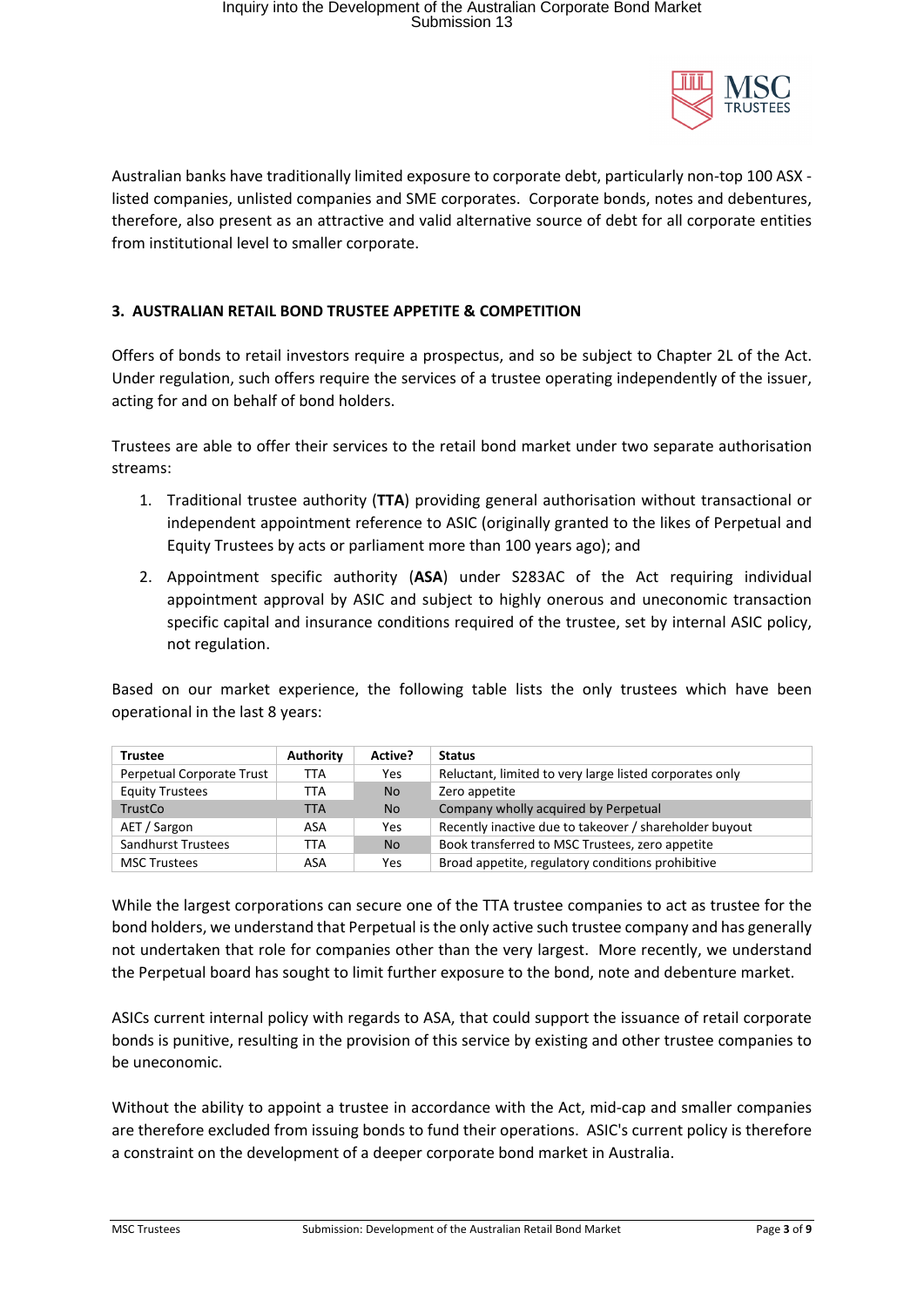Australian banks have traditionally limited exposure to corporate debt, particularly non-top 100 ASX - listed companies, unlisted companies and SME corporates. Corporate bonds, notes and debentures, therefore, also present as an attractive and valid alternative source of debt for all corporate entities from institutional level to smaller corporate.

## 3. AUSTRALIAN RETAIL BOND TRUSTEE APPETITE & COMPETITION

Offers of bonds to retail investors require a prospectus, and so be subject to Chapter 2L of the Act. Under regulation, such offers require the services of a trustee operating independently of the issuer, acting for and on behalf of bond holders.

Trustees are able to offer their services to the retail bond market under two separate authorisation streams:

1. Traditional trustee authority (**TTA**) providing general authorisation without transactional or independent appointment reference to ASIC (originally granted to the likes of Perpetual and Equity Trustees by acts or parliament more than 100 years ago); and
2. Appointment specific authority (**ASA**) under S283AC of the Act requiring individual appointment approval by ASIC and subject to highly onerous and uneconomic transaction specific capital and insurance conditions required of the trustee, set by internal ASIC policy, not regulation.

Based on our market experience, the following table lists the only trustees which have been operational in the last 8 years:

| Trustee | Authority | Active? | Status |
|---|---|---|---|
| Perpetual Corporate Trust | TTA | Yes | Reluctant, limited to very large listed corporates only |
| Equity Trustees | TTA | No | Zero appetite |
| TrustCo | TTA | No | Company wholly acquired by Perpetual |
| AET / Sargon | ASA | Yes | Recently inactive due to takeover / shareholder buyout |
| Sandhurst Trustees | TTA | No | Book transferred to MSC Trustees, zero appetite |
| MSC Trustees | ASA | Yes | Broad appetite, regulatory conditions prohibitive |

While the largest corporations can secure one of the TTA trustee companies to act as trustee for the bond holders, we understand that Perpetual is the only active such trustee company and has generally not undertaken that role for companies other than the very largest. More recently, we understand the Perpetual board has sought to limit further exposure to the bond, note and debenture market.

ASICs current internal policy with regards to ASA, that could support the issuance of retail corporate bonds is punitive, resulting in the provision of this service by existing and other trustee companies to be uneconomic.

Without the ability to appoint a trustee in accordance with the Act, mid-cap and smaller companies are therefore excluded from issuing bonds to fund their operations. ASIC's current policy is therefore a constraint on the development of a deeper corporate bond market in Australia.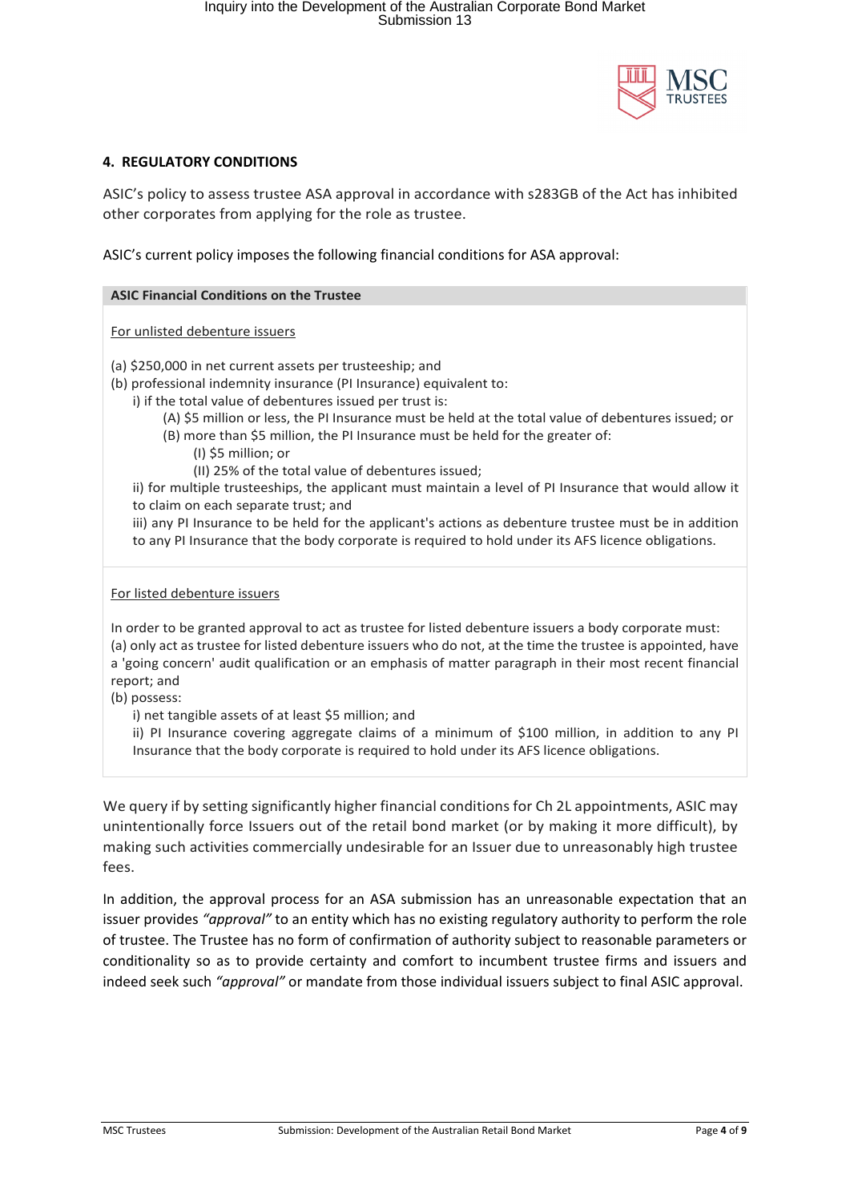## 4. REGULATORY CONDITIONS

ASIC's policy to assess trustee ASA approval in accordance with s283GB of the Act has inhibited other corporates from applying for the role as trustee.

ASIC's current policy imposes the following financial conditions for ASA approval:

**ASIC Financial Conditions on the Trustee**

For unlisted debenture issuers

(a) $250,000 in net current assets per trusteeship; and
(b) professional indemnity insurance (PI Insurance) equivalent to:
- i) if the total value of debentures issued per trust is:
  - (A) $5 million or less, the PI Insurance must be held at the total value of debentures issued; or
  - (B) more than $5 million, the PI Insurance must be held for the greater of:
    - (I) $5 million; or
    - (II) 25% of the total value of debentures issued;
- ii) for multiple trusteeships, the applicant must maintain a level of PI Insurance that would allow it to claim on each separate trust; and
- iii) any PI Insurance to be held for the applicant's actions as debenture trustee must be in addition to any PI Insurance that the body corporate is required to hold under its AFS licence obligations.

For listed debenture issuers

In order to be granted approval to act as trustee for listed debenture issuers a body corporate must:
(a) only act as trustee for listed debenture issuers who do not, at the time the trustee is appointed, have a 'going concern' audit qualification or an emphasis of matter paragraph in their most recent financial report; and
(b) possess:
- i) net tangible assets of at least $5 million; and
- ii) PI Insurance covering aggregate claims of a minimum of $100 million, in addition to any PI Insurance that the body corporate is required to hold under its AFS licence obligations.

We query if by setting significantly higher financial conditions for Ch 2L appointments, ASIC may unintentionally force Issuers out of the retail bond market (or by making it more difficult), by making such activities commercially undesirable for an Issuer due to unreasonably high trustee fees.

In addition, the approval process for an ASA submission has an unreasonable expectation that an issuer provides *"approval"* to an entity which has no existing regulatory authority to perform the role of trustee. The Trustee has no form of confirmation of authority subject to reasonable parameters or conditionality so as to provide certainty and comfort to incumbent trustee firms and issuers and indeed seek such *"approval"* or mandate from those individual issuers subject to final ASIC approval.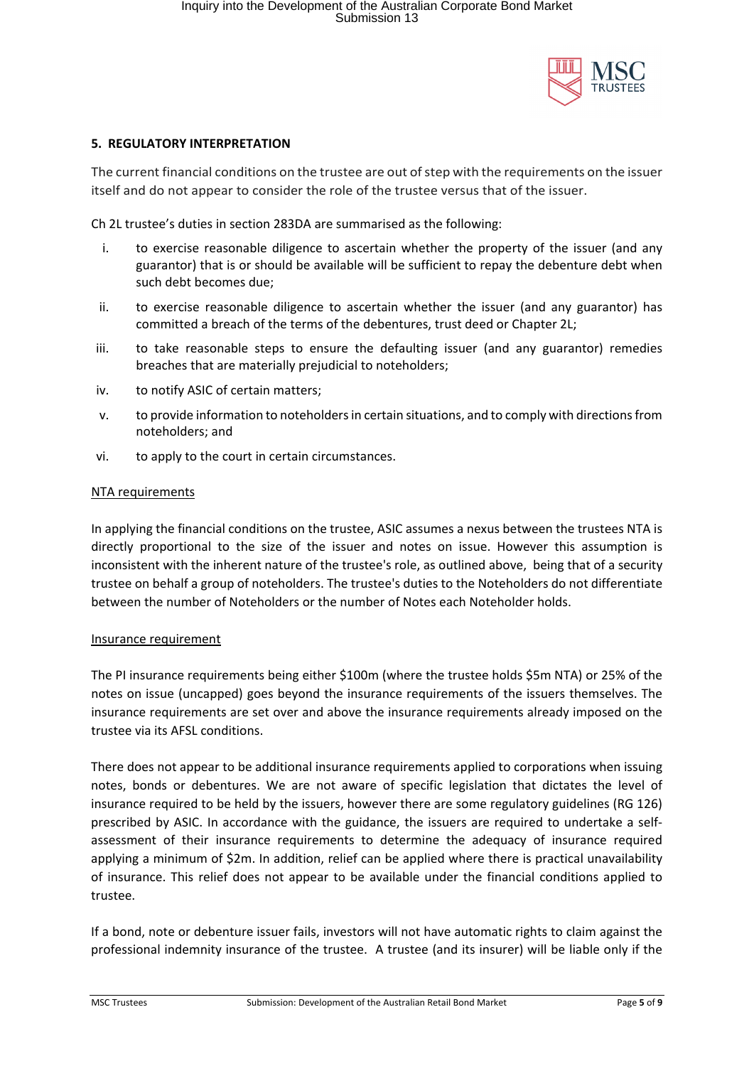## 5. REGULATORY INTERPRETATION

The current financial conditions on the trustee are out of step with the requirements on the issuer itself and do not appear to consider the role of the trustee versus that of the issuer.

Ch 2L trustee's duties in section 283DA are summarised as the following:

i. to exercise reasonable diligence to ascertain whether the property of the issuer (and any guarantor) that is or should be available will be sufficient to repay the debenture debt when such debt becomes due;

ii. to exercise reasonable diligence to ascertain whether the issuer (and any guarantor) has committed a breach of the terms of the debentures, trust deed or Chapter 2L;

iii. to take reasonable steps to ensure the defaulting issuer (and any guarantor) remedies breaches that are materially prejudicial to noteholders;

iv. to notify ASIC of certain matters;

v. to provide information to noteholders in certain situations, and to comply with directions from noteholders; and

vi. to apply to the court in certain circumstances.

<u>NTA requirements</u>

In applying the financial conditions on the trustee, ASIC assumes a nexus between the trustees NTA is directly proportional to the size of the issuer and notes on issue. However this assumption is inconsistent with the inherent nature of the trustee's role, as outlined above, being that of a security trustee on behalf a group of noteholders. The trustee's duties to the Noteholders do not differentiate between the number of Noteholders or the number of Notes each Noteholder holds.

<u>Insurance requirement</u>

The PI insurance requirements being either $100m (where the trustee holds $5m NTA) or 25% of the notes on issue (uncapped) goes beyond the insurance requirements of the issuers themselves. The insurance requirements are set over and above the insurance requirements already imposed on the trustee via its AFSL conditions.

There does not appear to be additional insurance requirements applied to corporations when issuing notes, bonds or debentures. We are not aware of specific legislation that dictates the level of insurance required to be held by the issuers, however there are some regulatory guidelines (RG 126) prescribed by ASIC. In accordance with the guidance, the issuers are required to undertake a self-assessment of their insurance requirements to determine the adequacy of insurance required applying a minimum of $2m. In addition, relief can be applied where there is practical unavailability of insurance. This relief does not appear to be available under the financial conditions applied to trustee.

If a bond, note or debenture issuer fails, investors will not have automatic rights to claim against the professional indemnity insurance of the trustee. A trustee (and its insurer) will be liable only if the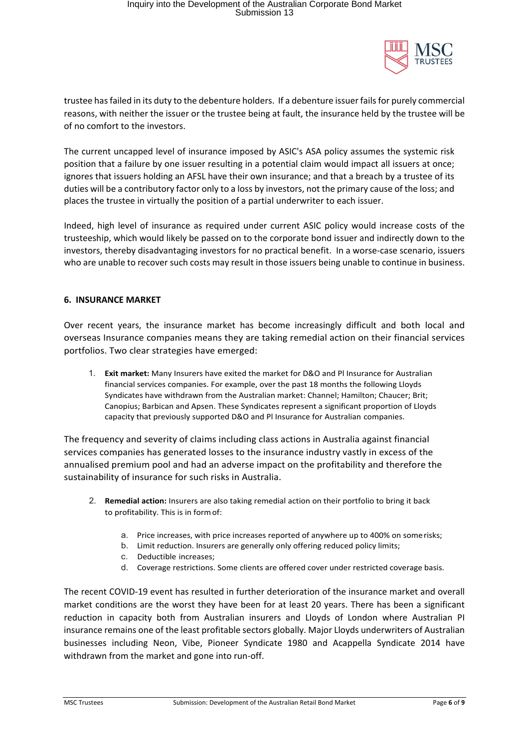trustee has failed in its duty to the debenture holders. If a debenture issuer fails for purely commercial reasons, with neither the issuer or the trustee being at fault, the insurance held by the trustee will be of no comfort to the investors.

The current uncapped level of insurance imposed by ASIC's ASA policy assumes the systemic risk position that a failure by one issuer resulting in a potential claim would impact all issuers at once; ignores that issuers holding an AFSL have their own insurance; and that a breach by a trustee of its duties will be a contributory factor only to a loss by investors, not the primary cause of the loss; and places the trustee in virtually the position of a partial underwriter to each issuer.

Indeed, high level of insurance as required under current ASIC policy would increase costs of the trusteeship, which would likely be passed on to the corporate bond issuer and indirectly down to the investors, thereby disadvantaging investors for no practical benefit. In a worse-case scenario, issuers who are unable to recover such costs may result in those issuers being unable to continue in business.

## 6. INSURANCE MARKET

Over recent years, the insurance market has become increasingly difficult and both local and overseas Insurance companies means they are taking remedial action on their financial services portfolios. Two clear strategies have emerged:

1. **Exit market:** Many Insurers have exited the market for D&O and PI Insurance for Australian financial services companies. For example, over the past 18 months the following Lloyds Syndicates have withdrawn from the Australian market: Channel; Hamilton; Chaucer; Brit; Canopius; Barbican and Apsen. These Syndicates represent a significant proportion of Lloyds capacity that previously supported D&O and PI Insurance for Australian companies.

The frequency and severity of claims including class actions in Australia against financial services companies has generated losses to the insurance industry vastly in excess of the annualised premium pool and had an adverse impact on the profitability and therefore the sustainability of insurance for such risks in Australia.

2. **Remedial action:** Insurers are also taking remedial action on their portfolio to bring it back to profitability. This is in form of:

    a. Price increases, with price increases reported of anywhere up to 400% on some risks;
    b. Limit reduction. Insurers are generally only offering reduced policy limits;
    c. Deductible increases;
    d. Coverage restrictions. Some clients are offered cover under restricted coverage basis.

The recent COVID-19 event has resulted in further deterioration of the insurance market and overall market conditions are the worst they have been for at least 20 years. There has been a significant reduction in capacity both from Australian insurers and Lloyds of London where Australian PI insurance remains one of the least profitable sectors globally. Major Lloyds underwriters of Australian businesses including Neon, Vibe, Pioneer Syndicate 1980 and Acappella Syndicate 2014 have withdrawn from the market and gone into run-off.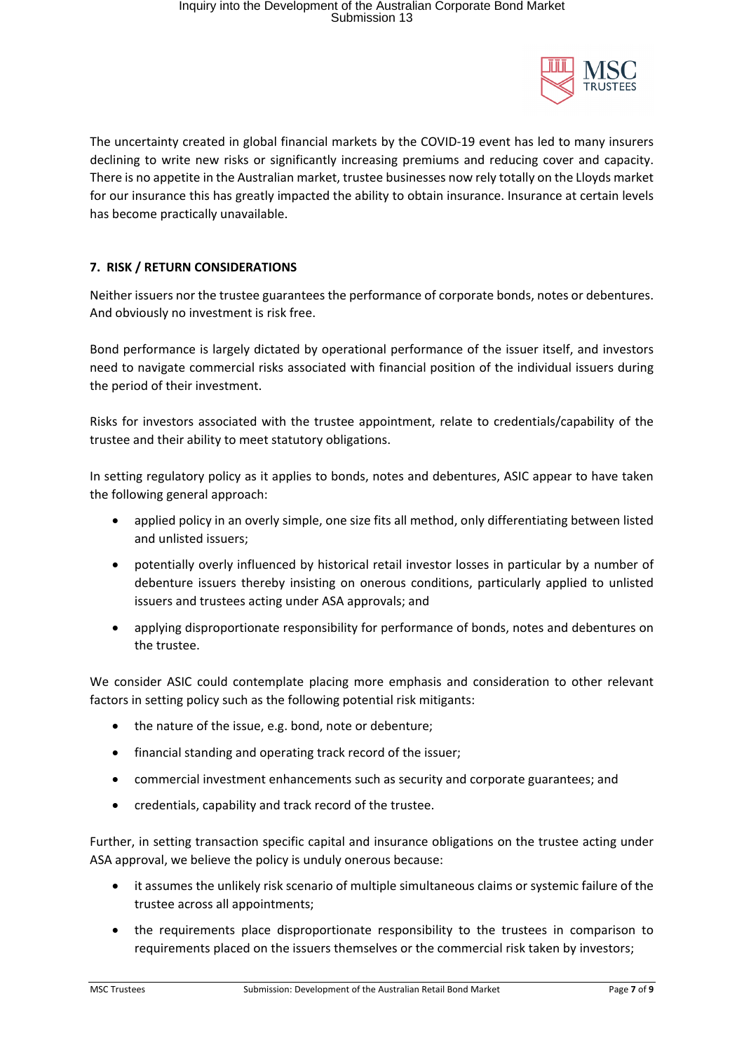The uncertainty created in global financial markets by the COVID-19 event has led to many insurers declining to write new risks or significantly increasing premiums and reducing cover and capacity. There is no appetite in the Australian market, trustee businesses now rely totally on the Lloyds market for our insurance this has greatly impacted the ability to obtain insurance. Insurance at certain levels has become practically unavailable.

## 7. RISK / RETURN CONSIDERATIONS

Neither issuers nor the trustee guarantees the performance of corporate bonds, notes or debentures. And obviously no investment is risk free.

Bond performance is largely dictated by operational performance of the issuer itself, and investors need to navigate commercial risks associated with financial position of the individual issuers during the period of their investment.

Risks for investors associated with the trustee appointment, relate to credentials/capability of the trustee and their ability to meet statutory obligations.

In setting regulatory policy as it applies to bonds, notes and debentures, ASIC appear to have taken the following general approach:

- applied policy in an overly simple, one size fits all method, only differentiating between listed and unlisted issuers;
- potentially overly influenced by historical retail investor losses in particular by a number of debenture issuers thereby insisting on onerous conditions, particularly applied to unlisted issuers and trustees acting under ASA approvals; and
- applying disproportionate responsibility for performance of bonds, notes and debentures on the trustee.

We consider ASIC could contemplate placing more emphasis and consideration to other relevant factors in setting policy such as the following potential risk mitigants:

- the nature of the issue, e.g. bond, note or debenture;
- financial standing and operating track record of the issuer;
- commercial investment enhancements such as security and corporate guarantees; and
- credentials, capability and track record of the trustee.

Further, in setting transaction specific capital and insurance obligations on the trustee acting under ASA approval, we believe the policy is unduly onerous because:

- it assumes the unlikely risk scenario of multiple simultaneous claims or systemic failure of the trustee across all appointments;
- the requirements place disproportionate responsibility to the trustees in comparison to requirements placed on the issuers themselves or the commercial risk taken by investors;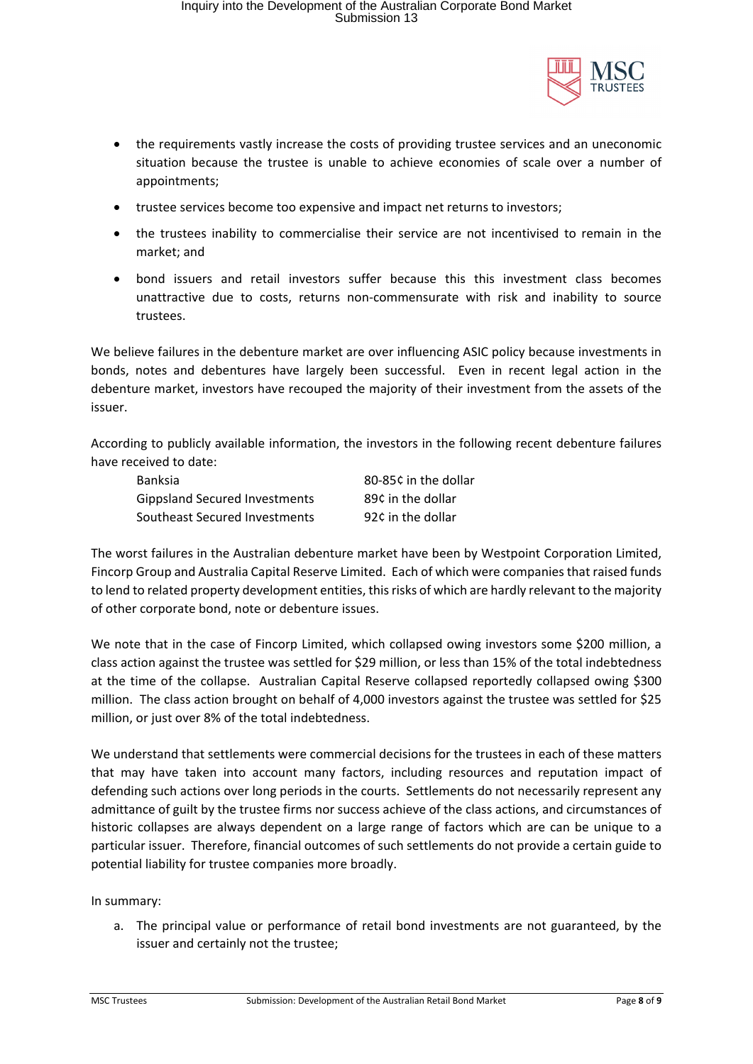- the requirements vastly increase the costs of providing trustee services and an uneconomic situation because the trustee is unable to achieve economies of scale over a number of appointments;
- trustee services become too expensive and impact net returns to investors;
- the trustees inability to commercialise their service are not incentivised to remain in the market; and
- bond issuers and retail investors suffer because this this investment class becomes unattractive due to costs, returns non-commensurate with risk and inability to source trustees.

We believe failures in the debenture market are over influencing ASIC policy because investments in bonds, notes and debentures have largely been successful. Even in recent legal action in the debenture market, investors have recouped the majority of their investment from the assets of the issuer.

According to publicly available information, the investors in the following recent debenture failures have received to date:

| | |
|---|---|
| Banksia | 80-85¢ in the dollar |
| Gippsland Secured Investments | 89¢ in the dollar |
| Southeast Secured Investments | 92¢ in the dollar |

The worst failures in the Australian debenture market have been by Westpoint Corporation Limited, Fincorp Group and Australia Capital Reserve Limited. Each of which were companies that raised funds to lend to related property development entities, this risks of which are hardly relevant to the majority of other corporate bond, note or debenture issues.

We note that in the case of Fincorp Limited, which collapsed owing investors some $200 million, a class action against the trustee was settled for $29 million, or less than 15% of the total indebtedness at the time of the collapse. Australian Capital Reserve collapsed reportedly collapsed owing $300 million. The class action brought on behalf of 4,000 investors against the trustee was settled for $25 million, or just over 8% of the total indebtedness.

We understand that settlements were commercial decisions for the trustees in each of these matters that may have taken into account many factors, including resources and reputation impact of defending such actions over long periods in the courts. Settlements do not necessarily represent any admittance of guilt by the trustee firms nor success achieve of the class actions, and circumstances of historic collapses are always dependent on a large range of factors which are can be unique to a particular issuer. Therefore, financial outcomes of such settlements do not provide a certain guide to potential liability for trustee companies more broadly.

In summary:

a. The principal value or performance of retail bond investments are not guaranteed, by the issuer and certainly not the trustee;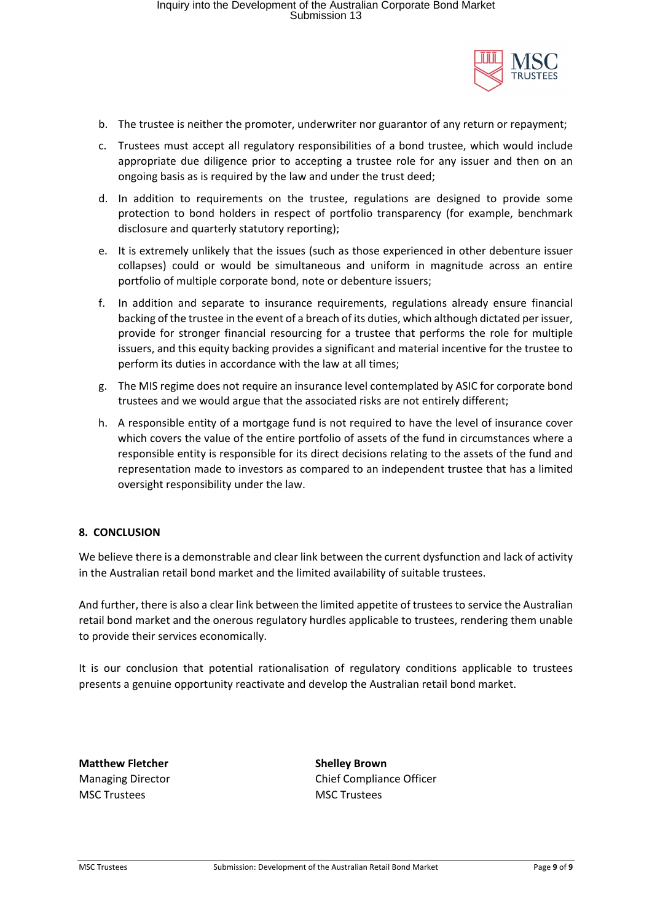b. The trustee is neither the promoter, underwriter nor guarantor of any return or repayment;

c. Trustees must accept all regulatory responsibilities of a bond trustee, which would include appropriate due diligence prior to accepting a trustee role for any issuer and then on an ongoing basis as is required by the law and under the trust deed;

d. In addition to requirements on the trustee, regulations are designed to provide some protection to bond holders in respect of portfolio transparency (for example, benchmark disclosure and quarterly statutory reporting);

e. It is extremely unlikely that the issues (such as those experienced in other debenture issuer collapses) could or would be simultaneous and uniform in magnitude across an entire portfolio of multiple corporate bond, note or debenture issuers;

f. In addition and separate to insurance requirements, regulations already ensure financial backing of the trustee in the event of a breach of its duties, which although dictated per issuer, provide for stronger financial resourcing for a trustee that performs the role for multiple issuers, and this equity backing provides a significant and material incentive for the trustee to perform its duties in accordance with the law at all times;

g. The MIS regime does not require an insurance level contemplated by ASIC for corporate bond trustees and we would argue that the associated risks are not entirely different;

h. A responsible entity of a mortgage fund is not required to have the level of insurance cover which covers the value of the entire portfolio of assets of the fund in circumstances where a responsible entity is responsible for its direct decisions relating to the assets of the fund and representation made to investors as compared to an independent trustee that has a limited oversight responsibility under the law.

## 8. CONCLUSION

We believe there is a demonstrable and clear link between the current dysfunction and lack of activity in the Australian retail bond market and the limited availability of suitable trustees.

And further, there is also a clear link between the limited appetite of trustees to service the Australian retail bond market and the onerous regulatory hurdles applicable to trustees, rendering them unable to provide their services economically.

It is our conclusion that potential rationalisation of regulatory conditions applicable to trustees presents a genuine opportunity reactivate and develop the Australian retail bond market.

**Matthew Fletcher**
Managing Director
MSC Trustees

**Shelley Brown**
Chief Compliance Officer
MSC Trustees